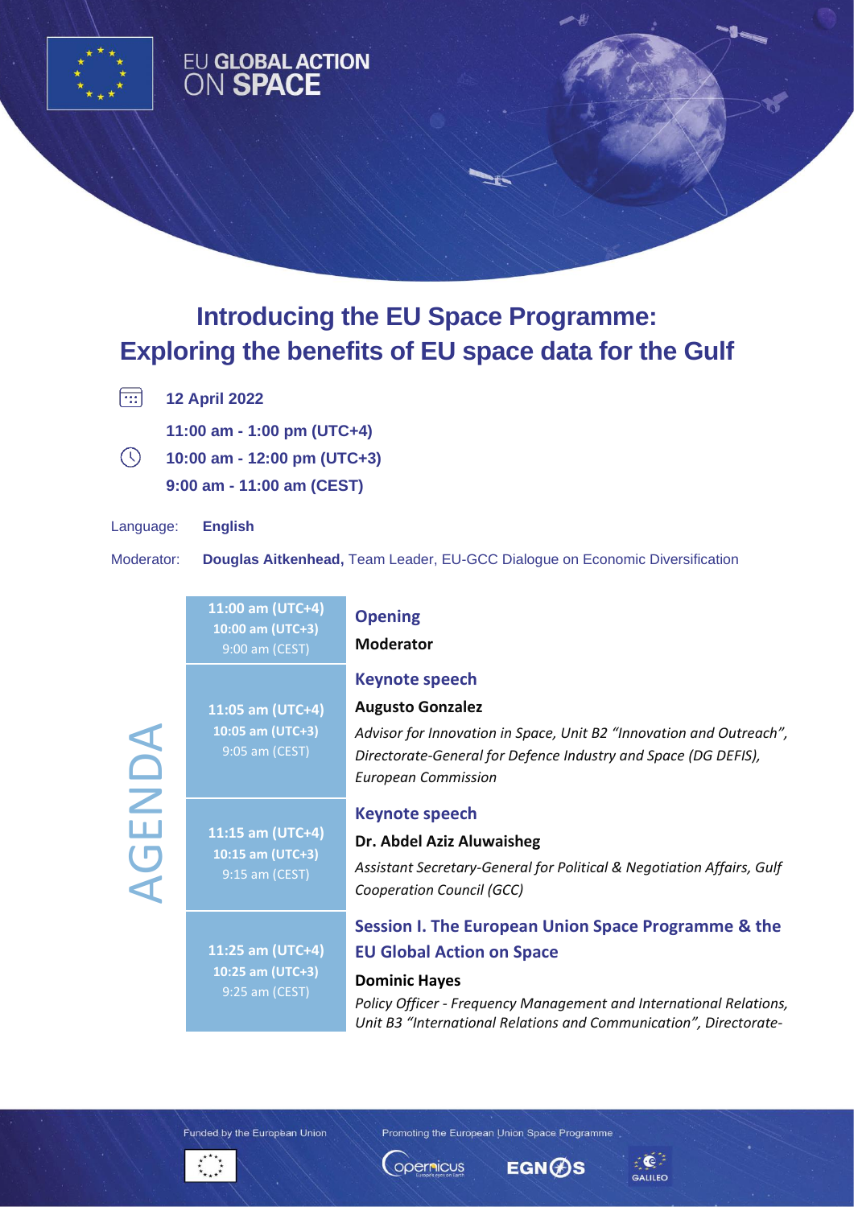EU GLOBAL ACTION ON SPACE

# Introducing the EU Space Programme: Exploring the benefits of EU space data for the Gulf

**12 April 2022**

**11:00 am - 1:00 pm (UTC+4)**
**10:00 am - 12:00 pm (UTC+3)**
**9:00 am - 11:00 am (CEST)**

Language: **English**

Moderator: **Douglas Aitkenhead,** Team Leader, EU-GCC Dialogue on Economic Diversification

## AGENDA

| Time | Session |
| --- | --- |
| **11:00 am (UTC+4)** <br> **10:00 am (UTC+3)** <br> 9:00 am (CEST) | **Opening** <br> **Moderator** |
| **11:05 am (UTC+4)** <br> **10:05 am (UTC+3)** <br> 9:05 am (CEST) | **Keynote speech** <br> **Augusto Gonzalez** <br> *Advisor for Innovation in Space, Unit B2 "Innovation and Outreach", Directorate-General for Defence Industry and Space (DG DEFIS), European Commission* |
| **11:15 am (UTC+4)** <br> **10:15 am (UTC+3)** <br> 9:15 am (CEST) | **Keynote speech** <br> **Dr. Abdel Aziz Aluwaisheg** <br> *Assistant Secretary-General for Political & Negotiation Affairs, Gulf Cooperation Council (GCC)* |
| **11:25 am (UTC+4)** <br> **10:25 am (UTC+3)** <br> 9:25 am (CEST) | **Session I. The European Union Space Programme & the EU Global Action on Space** <br> **Dominic Hayes** <br> *Policy Officer - Frequency Management and International Relations, Unit B3 "International Relations and Communication", Directorate-* |

Funded by the European Union

Promoting the European Union Space Programme

Copernicus EGNOS GALILEO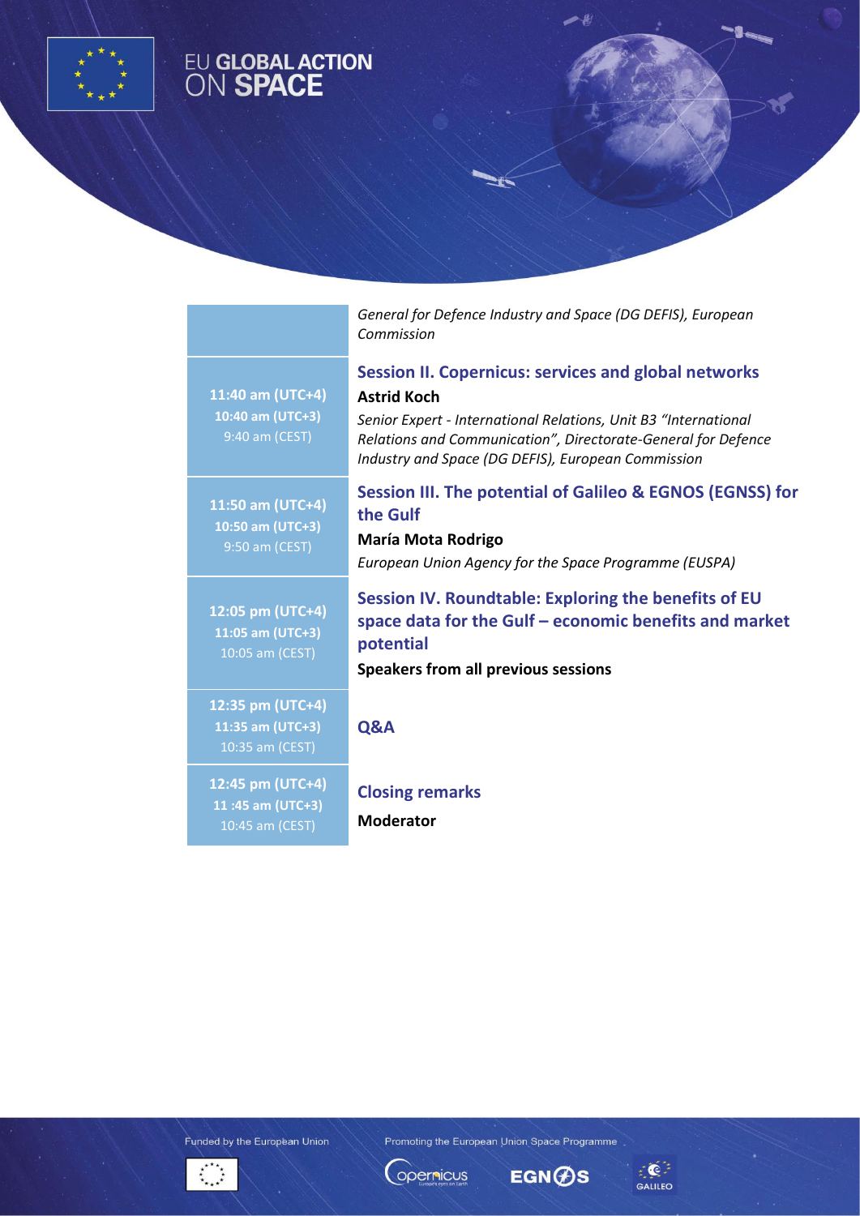EU GLOBAL ACTION ON SPACE

| | |
|---|---|
| | *General for Defence Industry and Space (DG DEFIS), European Commission* |
| 11:40 am (UTC+4)<br>10:40 am (UTC+3)<br>9:40 am (CEST) | **Session II. Copernicus: services and global networks**<br>**Astrid Koch**<br>*Senior Expert - International Relations, Unit B3 "International Relations and Communication", Directorate-General for Defence Industry and Space (DG DEFIS), European Commission* |
| 11:50 am (UTC+4)<br>10:50 am (UTC+3)<br>9:50 am (CEST) | **Session III. The potential of Galileo & EGNOS (EGNSS) for the Gulf**<br>**María Mota Rodrigo**<br>*European Union Agency for the Space Programme (EUSPA)* |
| 12:05 pm (UTC+4)<br>11:05 am (UTC+3)<br>10:05 am (CEST) | **Session IV. Roundtable: Exploring the benefits of EU space data for the Gulf – economic benefits and market potential**<br>**Speakers from all previous sessions** |
| 12:35 pm (UTC+4)<br>11:35 am (UTC+3)<br>10:35 am (CEST) | **Q&A** |
| 12:45 pm (UTC+4)<br>11 :45 am (UTC+3)<br>10:45 am (CEST) | **Closing remarks**<br>**Moderator** |

Funded by the European Union

Promoting the European Union Space Programme